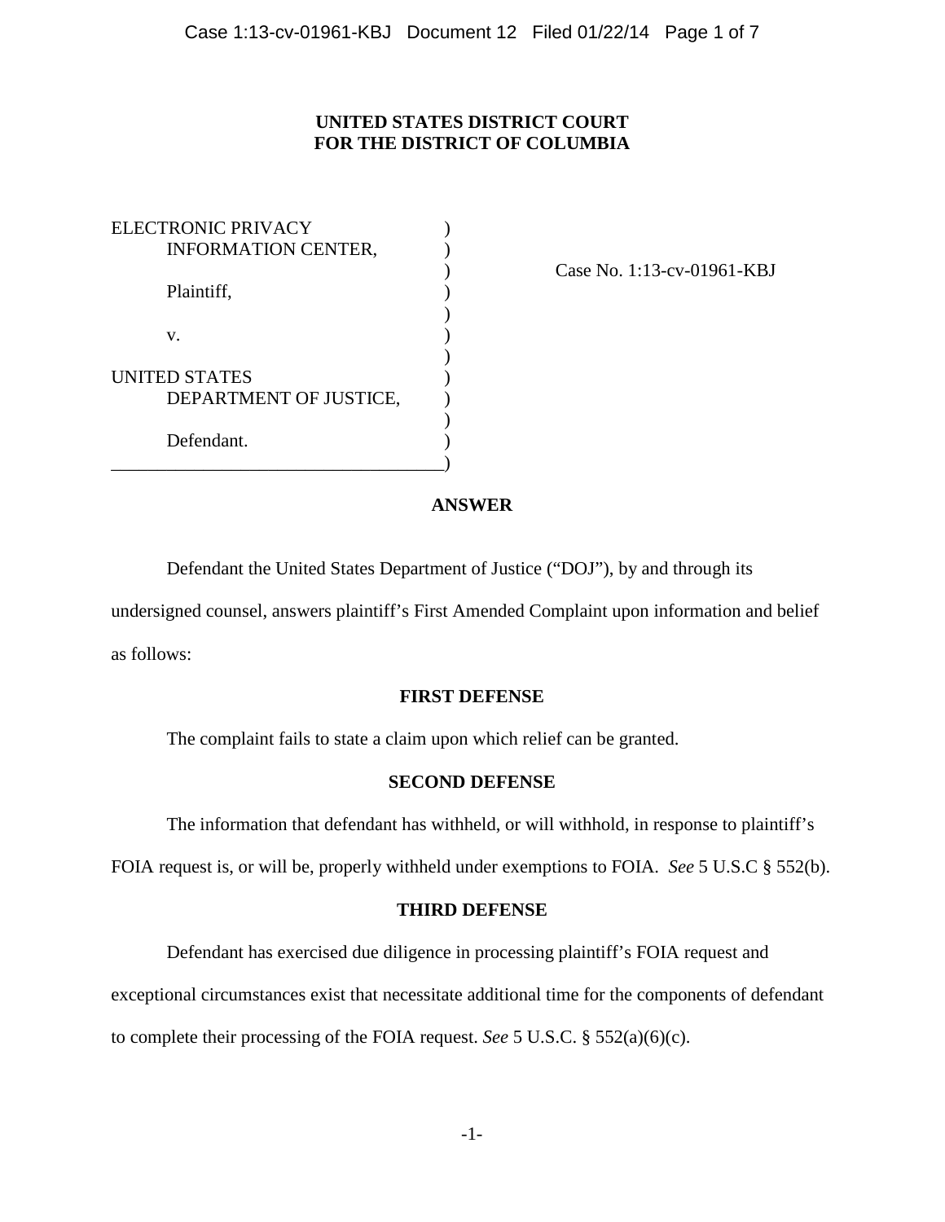**UNITED STATES DISTRICT COURT**
**FOR THE DISTRICT OF COLUMBIA**

| | |
|---|---|
| ELECTRONIC PRIVACY INFORMATION CENTER, | Case No. 1:13-cv-01961-KBJ |
| Plaintiff, | |
| v. | |
| UNITED STATES DEPARTMENT OF JUSTICE, | |
| Defendant. | |

## ANSWER

Defendant the United States Department of Justice ("DOJ"), by and through its undersigned counsel, answers plaintiff's First Amended Complaint upon information and belief as follows:

### FIRST DEFENSE

The complaint fails to state a claim upon which relief can be granted.

### SECOND DEFENSE

The information that defendant has withheld, or will withhold, in response to plaintiff's FOIA request is, or will be, properly withheld under exemptions to FOIA. *See* 5 U.S.C § 552(b).

### THIRD DEFENSE

Defendant has exercised due diligence in processing plaintiff's FOIA request and exceptional circumstances exist that necessitate additional time for the components of defendant to complete their processing of the FOIA request. *See* 5 U.S.C. § 552(a)(6)(c).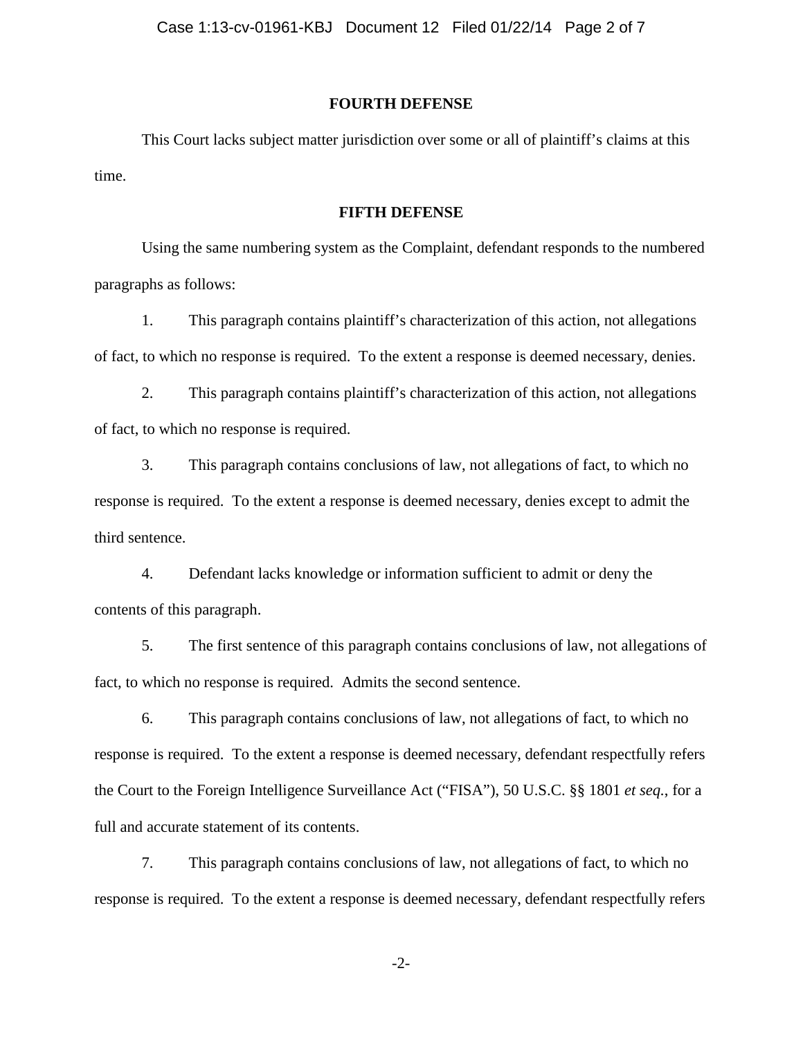**FOURTH DEFENSE**

This Court lacks subject matter jurisdiction over some or all of plaintiff's claims at this time.

**FIFTH DEFENSE**

Using the same numbering system as the Complaint, defendant responds to the numbered paragraphs as follows:

1. This paragraph contains plaintiff's characterization of this action, not allegations of fact, to which no response is required. To the extent a response is deemed necessary, denies.

2. This paragraph contains plaintiff's characterization of this action, not allegations of fact, to which no response is required.

3. This paragraph contains conclusions of law, not allegations of fact, to which no response is required. To the extent a response is deemed necessary, denies except to admit the third sentence.

4. Defendant lacks knowledge or information sufficient to admit or deny the contents of this paragraph.

5. The first sentence of this paragraph contains conclusions of law, not allegations of fact, to which no response is required. Admits the second sentence.

6. This paragraph contains conclusions of law, not allegations of fact, to which no response is required. To the extent a response is deemed necessary, defendant respectfully refers the Court to the Foreign Intelligence Surveillance Act ("FISA"), 50 U.S.C. §§ 1801 *et seq.*, for a full and accurate statement of its contents.

7. This paragraph contains conclusions of law, not allegations of fact, to which no response is required. To the extent a response is deemed necessary, defendant respectfully refers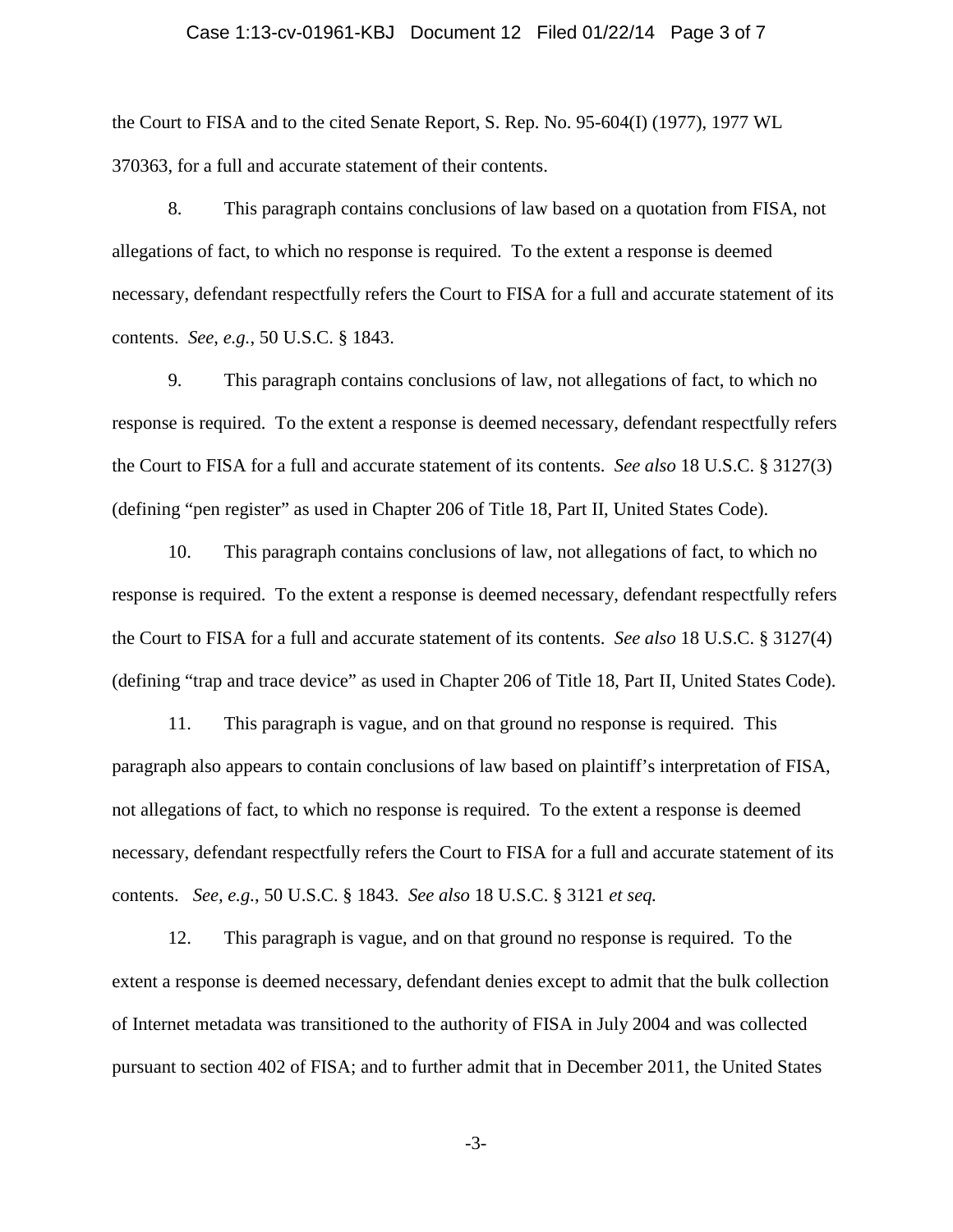the Court to FISA and to the cited Senate Report, S. Rep. No. 95-604(I) (1977), 1977 WL 370363, for a full and accurate statement of their contents.

8. This paragraph contains conclusions of law based on a quotation from FISA, not allegations of fact, to which no response is required. To the extent a response is deemed necessary, defendant respectfully refers the Court to FISA for a full and accurate statement of its contents. *See*, *e.g.*, 50 U.S.C. § 1843.

9. This paragraph contains conclusions of law, not allegations of fact, to which no response is required. To the extent a response is deemed necessary, defendant respectfully refers the Court to FISA for a full and accurate statement of its contents. *See also* 18 U.S.C. § 3127(3) (defining "pen register" as used in Chapter 206 of Title 18, Part II, United States Code).

10. This paragraph contains conclusions of law, not allegations of fact, to which no response is required. To the extent a response is deemed necessary, defendant respectfully refers the Court to FISA for a full and accurate statement of its contents. *See also* 18 U.S.C. § 3127(4) (defining "trap and trace device" as used in Chapter 206 of Title 18, Part II, United States Code).

11. This paragraph is vague, and on that ground no response is required. This paragraph also appears to contain conclusions of law based on plaintiff's interpretation of FISA, not allegations of fact, to which no response is required. To the extent a response is deemed necessary, defendant respectfully refers the Court to FISA for a full and accurate statement of its contents. *See, e.g.*, 50 U.S.C. § 1843. *See also* 18 U.S.C. § 3121 *et seq.*

12. This paragraph is vague, and on that ground no response is required. To the extent a response is deemed necessary, defendant denies except to admit that the bulk collection of Internet metadata was transitioned to the authority of FISA in July 2004 and was collected pursuant to section 402 of FISA; and to further admit that in December 2011, the United States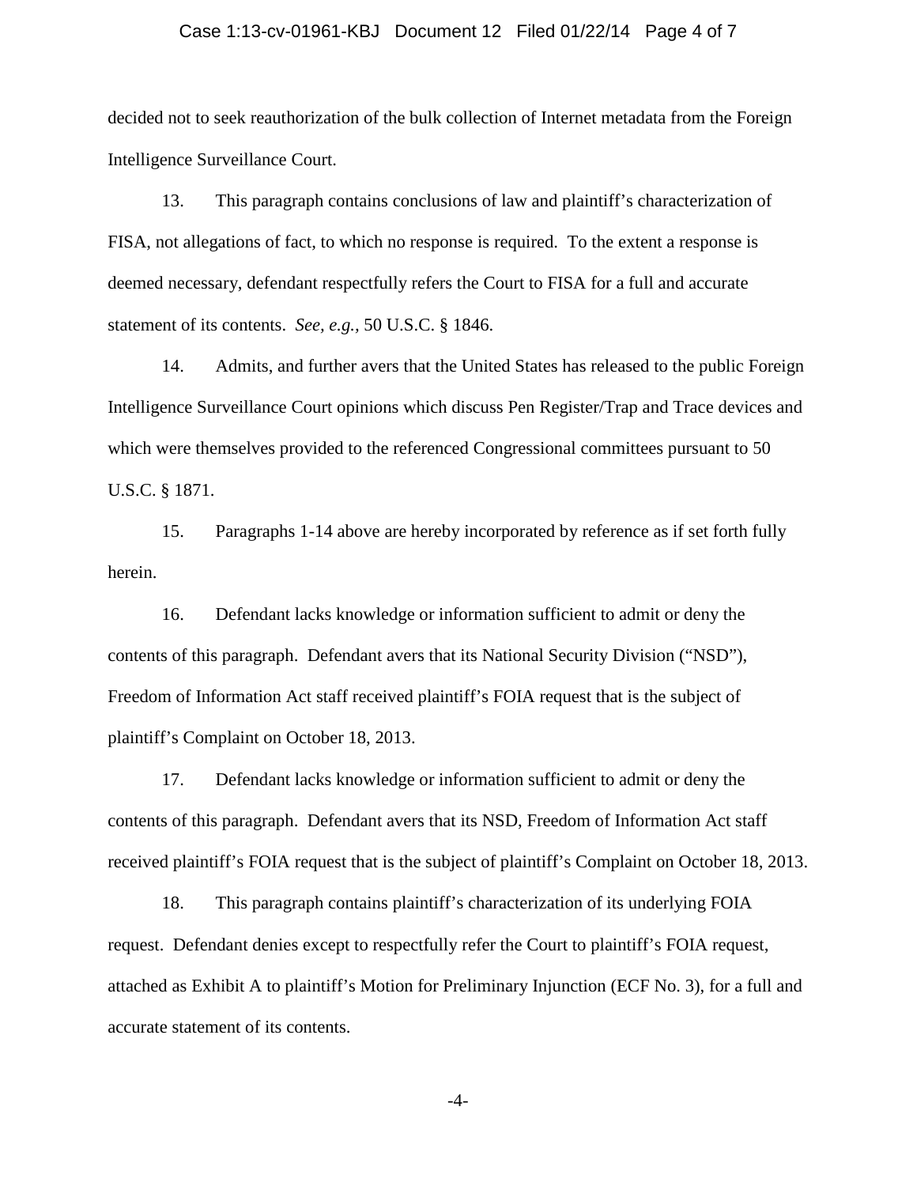decided not to seek reauthorization of the bulk collection of Internet metadata from the Foreign Intelligence Surveillance Court.

13. This paragraph contains conclusions of law and plaintiff's characterization of FISA, not allegations of fact, to which no response is required. To the extent a response is deemed necessary, defendant respectfully refers the Court to FISA for a full and accurate statement of its contents. *See, e.g.*, 50 U.S.C. § 1846.

14. Admits, and further avers that the United States has released to the public Foreign Intelligence Surveillance Court opinions which discuss Pen Register/Trap and Trace devices and which were themselves provided to the referenced Congressional committees pursuant to 50 U.S.C. § 1871.

15. Paragraphs 1-14 above are hereby incorporated by reference as if set forth fully herein.

16. Defendant lacks knowledge or information sufficient to admit or deny the contents of this paragraph. Defendant avers that its National Security Division ("NSD"), Freedom of Information Act staff received plaintiff's FOIA request that is the subject of plaintiff's Complaint on October 18, 2013.

17. Defendant lacks knowledge or information sufficient to admit or deny the contents of this paragraph. Defendant avers that its NSD, Freedom of Information Act staff received plaintiff's FOIA request that is the subject of plaintiff's Complaint on October 18, 2013.

18. This paragraph contains plaintiff's characterization of its underlying FOIA request. Defendant denies except to respectfully refer the Court to plaintiff's FOIA request, attached as Exhibit A to plaintiff's Motion for Preliminary Injunction (ECF No. 3), for a full and accurate statement of its contents.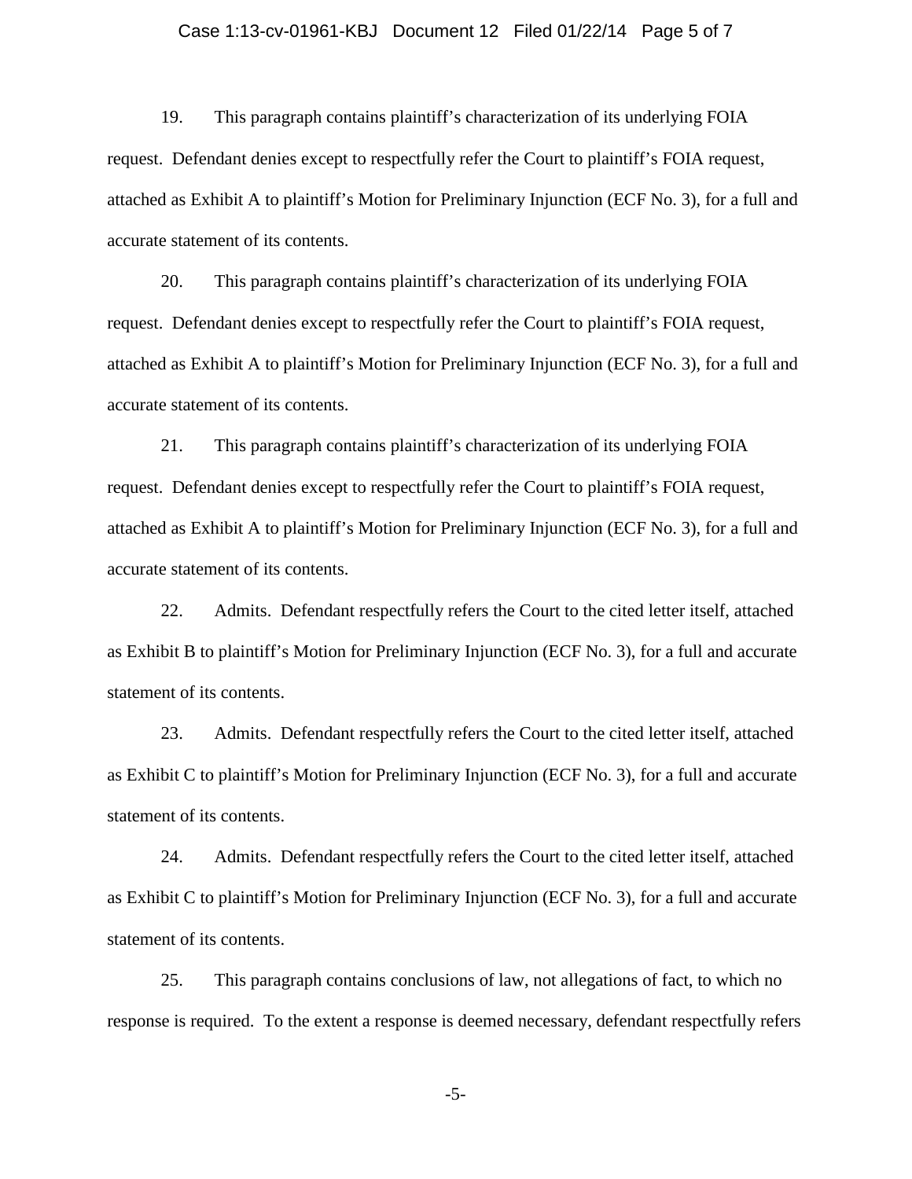19. This paragraph contains plaintiff's characterization of its underlying FOIA request. Defendant denies except to respectfully refer the Court to plaintiff's FOIA request, attached as Exhibit A to plaintiff's Motion for Preliminary Injunction (ECF No. 3), for a full and accurate statement of its contents.

20. This paragraph contains plaintiff's characterization of its underlying FOIA request. Defendant denies except to respectfully refer the Court to plaintiff's FOIA request, attached as Exhibit A to plaintiff's Motion for Preliminary Injunction (ECF No. 3), for a full and accurate statement of its contents.

21. This paragraph contains plaintiff's characterization of its underlying FOIA request. Defendant denies except to respectfully refer the Court to plaintiff's FOIA request, attached as Exhibit A to plaintiff's Motion for Preliminary Injunction (ECF No. 3), for a full and accurate statement of its contents.

22. Admits. Defendant respectfully refers the Court to the cited letter itself, attached as Exhibit B to plaintiff's Motion for Preliminary Injunction (ECF No. 3), for a full and accurate statement of its contents.

23. Admits. Defendant respectfully refers the Court to the cited letter itself, attached as Exhibit C to plaintiff's Motion for Preliminary Injunction (ECF No. 3), for a full and accurate statement of its contents.

24. Admits. Defendant respectfully refers the Court to the cited letter itself, attached as Exhibit C to plaintiff's Motion for Preliminary Injunction (ECF No. 3), for a full and accurate statement of its contents.

25. This paragraph contains conclusions of law, not allegations of fact, to which no response is required. To the extent a response is deemed necessary, defendant respectfully refers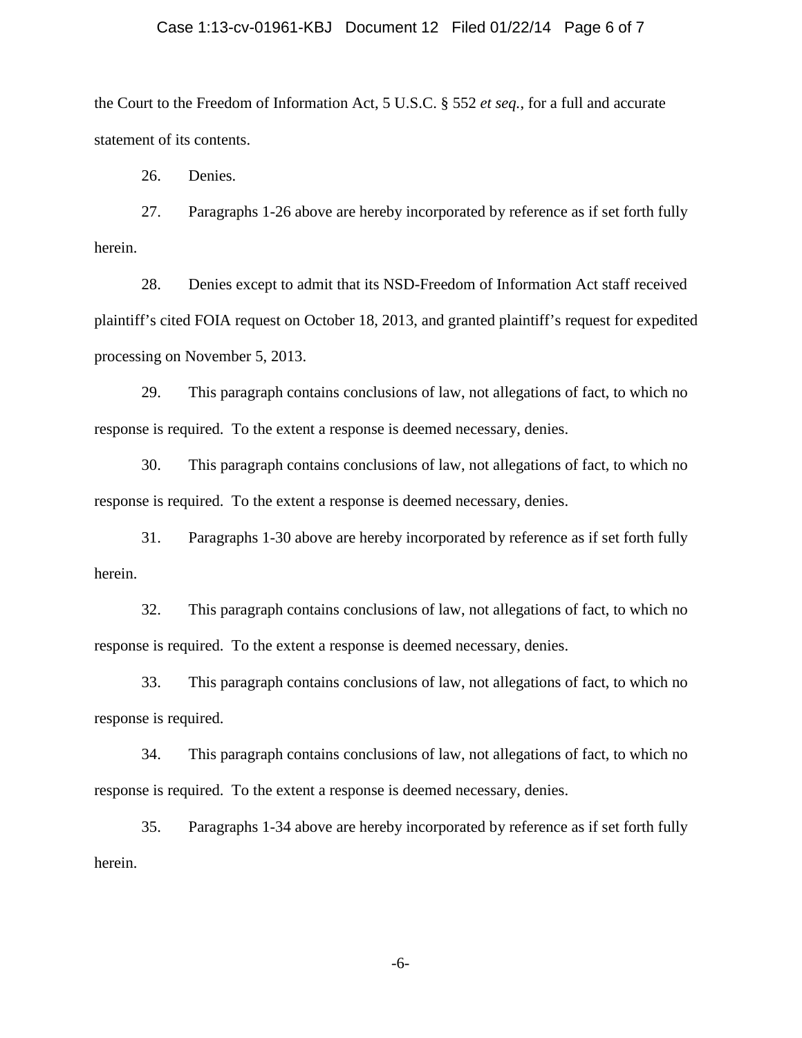the Court to the Freedom of Information Act, 5 U.S.C. § 552 *et seq.*, for a full and accurate statement of its contents.

26. Denies.

27. Paragraphs 1-26 above are hereby incorporated by reference as if set forth fully herein.

28. Denies except to admit that its NSD-Freedom of Information Act staff received plaintiff's cited FOIA request on October 18, 2013, and granted plaintiff's request for expedited processing on November 5, 2013.

29. This paragraph contains conclusions of law, not allegations of fact, to which no response is required. To the extent a response is deemed necessary, denies.

30. This paragraph contains conclusions of law, not allegations of fact, to which no response is required. To the extent a response is deemed necessary, denies.

31. Paragraphs 1-30 above are hereby incorporated by reference as if set forth fully herein.

32. This paragraph contains conclusions of law, not allegations of fact, to which no response is required. To the extent a response is deemed necessary, denies.

33. This paragraph contains conclusions of law, not allegations of fact, to which no response is required.

34. This paragraph contains conclusions of law, not allegations of fact, to which no response is required. To the extent a response is deemed necessary, denies.

35. Paragraphs 1-34 above are hereby incorporated by reference as if set forth fully herein.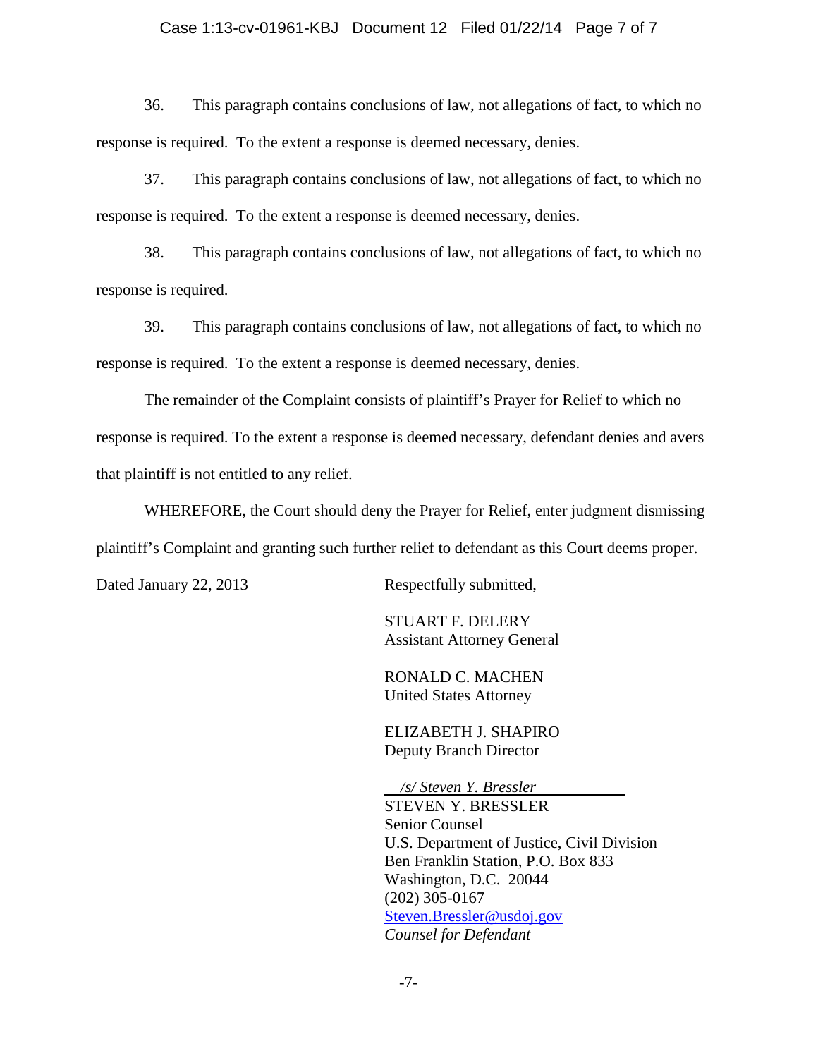36. This paragraph contains conclusions of law, not allegations of fact, to which no response is required. To the extent a response is deemed necessary, denies.

37. This paragraph contains conclusions of law, not allegations of fact, to which no response is required. To the extent a response is deemed necessary, denies.

38. This paragraph contains conclusions of law, not allegations of fact, to which no response is required.

39. This paragraph contains conclusions of law, not allegations of fact, to which no response is required. To the extent a response is deemed necessary, denies.

The remainder of the Complaint consists of plaintiff's Prayer for Relief to which no response is required. To the extent a response is deemed necessary, defendant denies and avers that plaintiff is not entitled to any relief.

WHEREFORE, the Court should deny the Prayer for Relief, enter judgment dismissing plaintiff's Complaint and granting such further relief to defendant as this Court deems proper.

Dated January 22, 2013

Respectfully submitted,

STUART F. DELERY
Assistant Attorney General

RONALD C. MACHEN
United States Attorney

ELIZABETH J. SHAPIRO
Deputy Branch Director

*/s/ Steven Y. Bressler*
STEVEN Y. BRESSLER
Senior Counsel
U.S. Department of Justice, Civil Division
Ben Franklin Station, P.O. Box 833
Washington, D.C. 20044
(202) 305-0167
Steven.Bressler@usdoj.gov
*Counsel for Defendant*